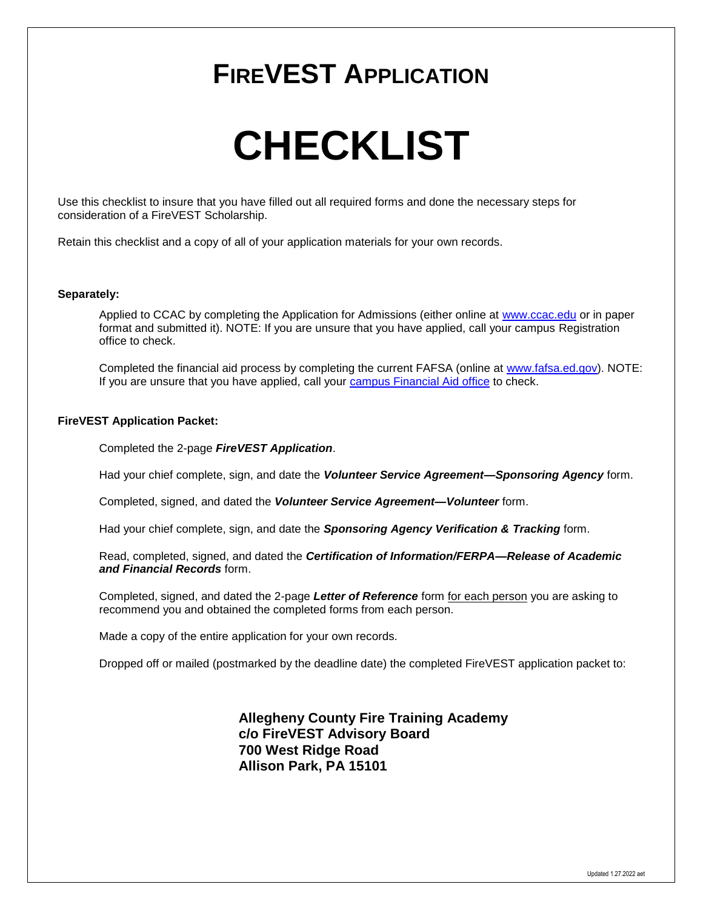# FireVEST Application

# CHECKLIST

Use this checklist to insure that you have filled out all required forms and done the necessary steps for consideration of a FireVEST Scholarship.

Retain this checklist and a copy of all of your application materials for your own records.

**Separately:**

Applied to CCAC by completing the Application for Admissions (either online at www.ccac.edu or in paper format and submitted it). NOTE: If you are unsure that you have applied, call your campus Registration office to check.

Completed the financial aid process by completing the current FAFSA (online at www.fafsa.ed.gov). NOTE: If you are unsure that you have applied, call your campus Financial Aid office to check.

**FireVEST Application Packet:**

Completed the 2-page ***FireVEST Application***.

Had your chief complete, sign, and date the ***Volunteer Service Agreement—Sponsoring Agency*** form.

Completed, signed, and dated the ***Volunteer Service Agreement—Volunteer*** form.

Had your chief complete, sign, and date the ***Sponsoring Agency Verification & Tracking*** form.

Read, completed, signed, and dated the ***Certification of Information/FERPA—Release of Academic and Financial Records*** form.

Completed, signed, and dated the 2-page ***Letter of Reference*** form for each person you are asking to recommend you and obtained the completed forms from each person.

Made a copy of the entire application for your own records.

Dropped off or mailed (postmarked by the deadline date) the completed FireVEST application packet to:

**Allegheny County Fire Training Academy**
**c/o FireVEST Advisory Board**
**700 West Ridge Road**
**Allison Park, PA 15101**

Updated 1.27.2022 aet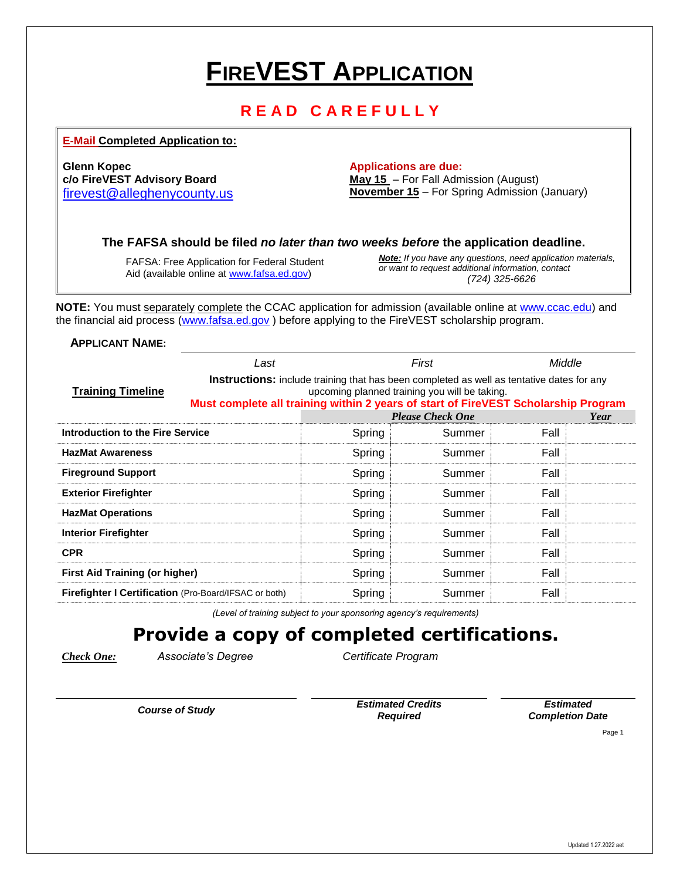# FireVEST Application

## READ CAREFULLY

**E-Mail Completed Application to:**

**Glenn Kopec**
**c/o FireVEST Advisory Board**
firevest@alleghenycounty.us

**Applications are due:**
**May 15** – For Fall Admission (August)
**November 15** – For Spring Admission (January)

**The FAFSA should be filed *no later than two weeks before* the application deadline.**

FAFSA: Free Application for Federal Student Aid (available online at www.fafsa.ed.gov)

***Note:*** *If you have any questions, need application materials, or want to request additional information, contact (724) 325-6626*

**NOTE:** You must separately complete the CCAC application for admission (available online at www.ccac.edu) and the financial aid process (www.fafsa.ed.gov ) before applying to the FireVEST scholarship program.

**APPLICANT NAME:**

| Last | First | Middle |
|---|---|---|
| | | |

**Training Timeline**

**Instructions:** include training that has been completed as well as tentative dates for any upcoming planned training you will be taking.

**Must complete all training within 2 years of start of FireVEST Scholarship Program**

| | *Please Check One* | | | *Year* |
|---|---|---|---|---|
| **Introduction to the Fire Service** | Spring | Summer | Fall | |
| **HazMat Awareness** | Spring | Summer | Fall | |
| **Fireground Support** | Spring | Summer | Fall | |
| **Exterior Firefighter** | Spring | Summer | Fall | |
| **HazMat Operations** | Spring | Summer | Fall | |
| **Interior Firefighter** | Spring | Summer | Fall | |
| **CPR** | Spring | Summer | Fall | |
| **First Aid Training (or higher)** | Spring | Summer | Fall | |
| **Firefighter I Certification** (Pro-Board/IFSAC or both) | Spring | Summer | Fall | |

*(Level of training subject to your sponsoring agency's requirements)*

## Provide a copy of completed certifications.

***Check One:*** *Associate's Degree* *Certificate Program*

| ***Course of Study*** | ***Estimated Credits Required*** | ***Estimated Completion Date*** |
|---|---|---|
| | | |

Updated 1.27.2022 aet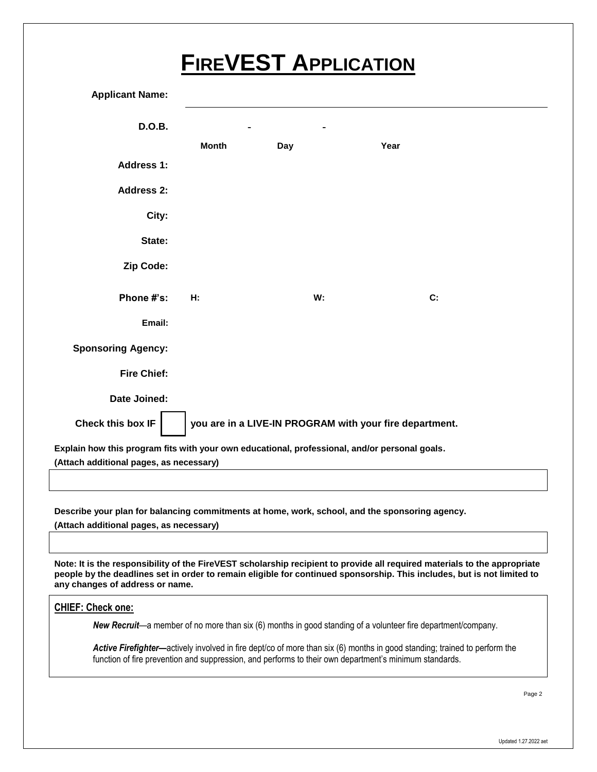# FireVEST Application

**Applicant Name:** ______________________________

**D.O.B.** ______ - ______ - ______
Month Day Year

**Address 1:**

**Address 2:**

**City:**

**State:**

**Zip Code:**

**Phone #'s:** **H:** **W:** **C:**

**Email:**

**Sponsoring Agency:**

**Fire Chief:**

**Date Joined:**

**Check this box IF** ☐ **you are in a LIVE-IN PROGRAM with your fire department.**

**Explain how this program fits with your own educational, professional, and/or personal goals.**
**(Attach additional pages, as necessary)**

**Describe your plan for balancing commitments at home, work, school, and the sponsoring agency.**
**(Attach additional pages, as necessary)**

**Note: It is the responsibility of the FireVEST scholarship recipient to provide all required materials to the appropriate people by the deadlines set in order to remain eligible for continued sponsorship. This includes, but is not limited to any changes of address or name.**

**CHIEF: Check one:**

***New Recruit***—a member of no more than six (6) months in good standing of a volunteer fire department/company.

***Active Firefighter—***actively involved in fire dept/co of more than six (6) months in good standing; trained to perform the function of fire prevention and suppression, and performs to their own department's minimum standards.

Updated 1.27.2022 aet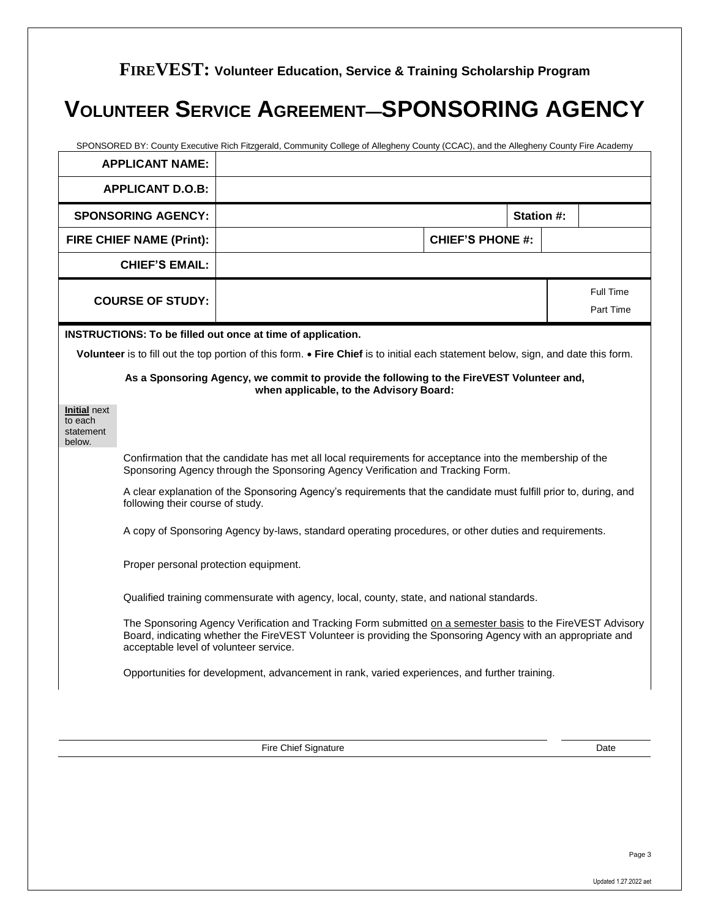# FIREVEST: Volunteer Education, Service & Training Scholarship Program

# VOLUNTEER SERVICE AGREEMENT—SPONSORING AGENCY

SPONSORED BY: County Executive Rich Fitzgerald, Community College of Allegheny County (CCAC), and the Allegheny County Fire Academy

| | | | | |
|---|---|---|---|---|
| **APPLICANT NAME:** | | | | |
| **APPLICANT D.O.B:** | | | | |
| **SPONSORING AGENCY:** | | | **Station #:** | |
| **FIRE CHIEF NAME (Print):** | | **CHIEF'S PHONE #:** | | |
| **CHIEF'S EMAIL:** | | | | |
| **COURSE OF STUDY:** | | | | Full Time<br>Part Time |

**INSTRUCTIONS: To be filled out once at time of application.**

**Volunteer** is to fill out the top portion of this form. • **Fire Chief** is to initial each statement below, sign, and date this form.

**As a Sponsoring Agency, we commit to provide the following to the FireVEST Volunteer and, when applicable, to the Advisory Board:**

**Initial** next to each statement below.

Confirmation that the candidate has met all local requirements for acceptance into the membership of the Sponsoring Agency through the Sponsoring Agency Verification and Tracking Form.

A clear explanation of the Sponsoring Agency's requirements that the candidate must fulfill prior to, during, and following their course of study.

A copy of Sponsoring Agency by-laws, standard operating procedures, or other duties and requirements.

Proper personal protection equipment.

Qualified training commensurate with agency, local, county, state, and national standards.

The Sponsoring Agency Verification and Tracking Form submitted on a semester basis to the FireVEST Advisory Board, indicating whether the FireVEST Volunteer is providing the Sponsoring Agency with an appropriate and acceptable level of volunteer service.

Opportunities for development, advancement in rank, varied experiences, and further training.

Fire Chief Signature

Date

Updated 1.27.2022 aet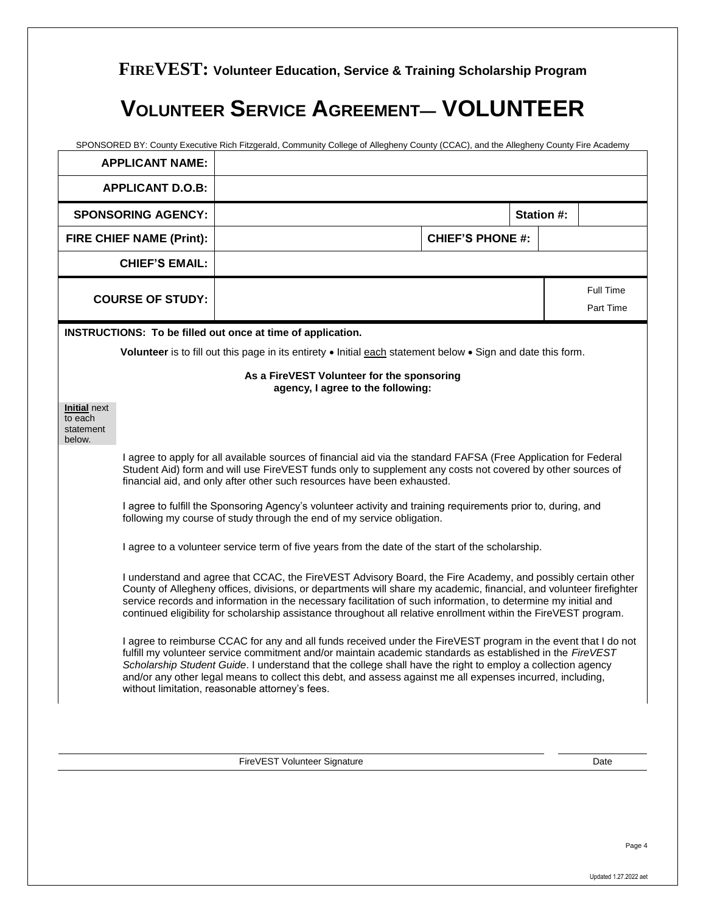# **FireVEST:** Volunteer Education, Service & Training Scholarship Program

# Volunteer Service Agreement— VOLUNTEER

SPONSORED BY: County Executive Rich Fitzgerald, Community College of Allegheny County (CCAC), and the Allegheny County Fire Academy

| | | | |
|---|---|---|---|
| **APPLICANT NAME:** | | | |
| **APPLICANT D.O.B:** | | | |
| **SPONSORING AGENCY:** | | **Station #:** | |
| **FIRE CHIEF NAME (Print):** | | **CHIEF'S PHONE #:** | |
| **CHIEF'S EMAIL:** | | | |
| **COURSE OF STUDY:** | | | Full Time<br>Part Time |

**INSTRUCTIONS: To be filled out once at time of application.**

**Volunteer** is to fill out this page in its entirety • Initial each statement below • Sign and date this form.

**As a FireVEST Volunteer for the sponsoring agency, I agree to the following:**

**Initial** next to each statement below.

I agree to apply for all available sources of financial aid via the standard FAFSA (Free Application for Federal Student Aid) form and will use FireVEST funds only to supplement any costs not covered by other sources of financial aid, and only after other such resources have been exhausted.

I agree to fulfill the Sponsoring Agency's volunteer activity and training requirements prior to, during, and following my course of study through the end of my service obligation.

I agree to a volunteer service term of five years from the date of the start of the scholarship.

I understand and agree that CCAC, the FireVEST Advisory Board, the Fire Academy, and possibly certain other County of Allegheny offices, divisions, or departments will share my academic, financial, and volunteer firefighter service records and information in the necessary facilitation of such information, to determine my initial and continued eligibility for scholarship assistance throughout all relative enrollment within the FireVEST program.

I agree to reimburse CCAC for any and all funds received under the FireVEST program in the event that I do not fulfill my volunteer service commitment and/or maintain academic standards as established in the *FireVEST Scholarship Student Guide*. I understand that the college shall have the right to employ a collection agency and/or any other legal means to collect this debt, and assess against me all expenses incurred, including, without limitation, reasonable attorney's fees.

FireVEST Volunteer Signature — Date

Updated 1.27.2022 aet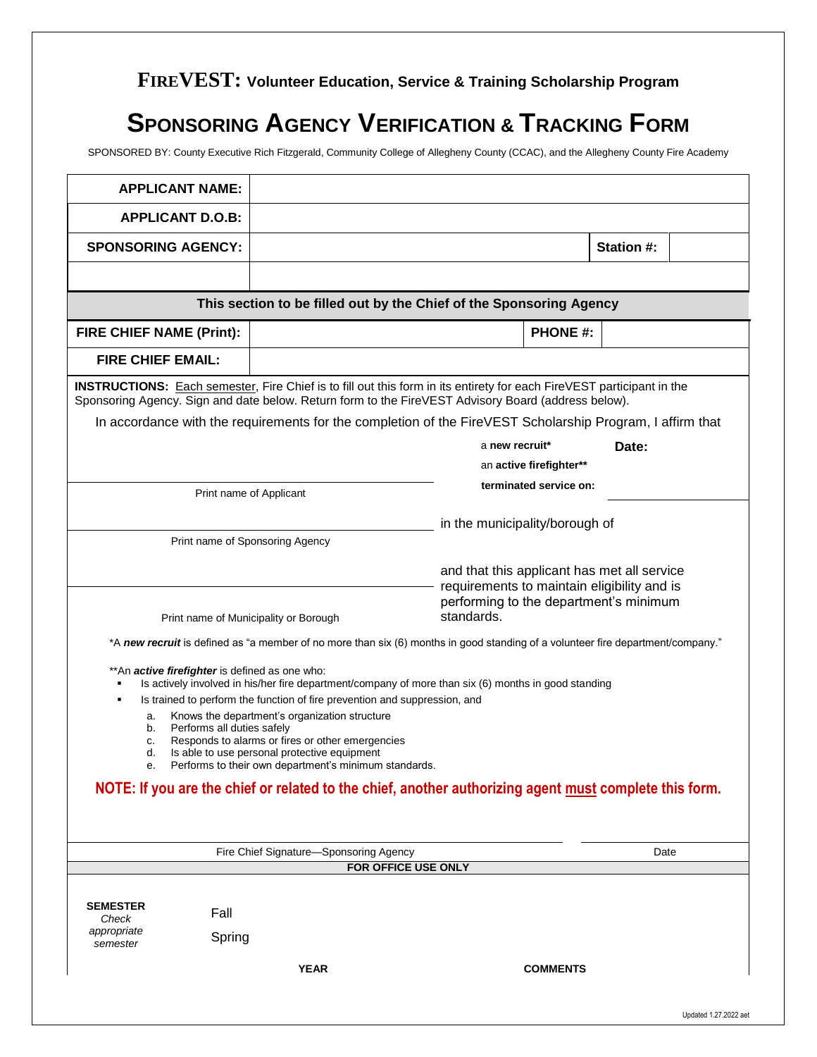# FIREVEST: Volunteer Education, Service & Training Scholarship Program

# SPONSORING AGENCY VERIFICATION & TRACKING FORM

SPONSORED BY: County Executive Rich Fitzgerald, Community College of Allegheny County (CCAC), and the Allegheny County Fire Academy

| | | | |
|---|---|---|---|
| **APPLICANT NAME:** | | | |
| **APPLICANT D.O.B:** | | | |
| **SPONSORING AGENCY:** | | **Station #:** | |
| | | | |

**This section to be filled out by the Chief of the Sponsoring Agency**

| | | | |
|---|---|---|---|
| **FIRE CHIEF NAME (Print):** | | **PHONE #:** | |
| **FIRE CHIEF EMAIL:** | | | |

**INSTRUCTIONS:** Each semester, Fire Chief is to fill out this form in its entirety for each FireVEST participant in the Sponsoring Agency. Sign and date below. Return form to the FireVEST Advisory Board (address below).

In accordance with the requirements for the completion of the FireVEST Scholarship Program, I affirm that

_______________________________ a **new recruit*** **Date:**
Print name of Applicant an **active firefighter****
**terminated service on:** _______________

_______________________________ in the municipality/borough of
Print name of Sponsoring Agency

_______________________________ and that this applicant has met all service requirements to maintain eligibility and is performing to the department's minimum standards.
Print name of Municipality or Borough

*A ***new recruit*** is defined as "a member of no more than six (6) months in good standing of a volunteer fire department/company."

**An ***active firefighter*** is defined as one who:

- Is actively involved in his/her fire department/company of more than six (6) months in good standing
- Is trained to perform the function of fire prevention and suppression, and
  a. Knows the department's organization structure
  b. Performs all duties safely
  c. Responds to alarms or fires or other emergencies
  d. Is able to use personal protective equipment
  e. Performs to their own department's minimum standards.

**NOTE: If you are the chief or related to the chief, another authorizing agent must complete this form.**

_______________________________ _______________
Fire Chief Signature—Sponsoring Agency Date

**FOR OFFICE USE ONLY**

**SEMESTER**
*Check appropriate semester*

Fall

Spring

**YEAR** **COMMENTS**

Updated 1.27.2022 aet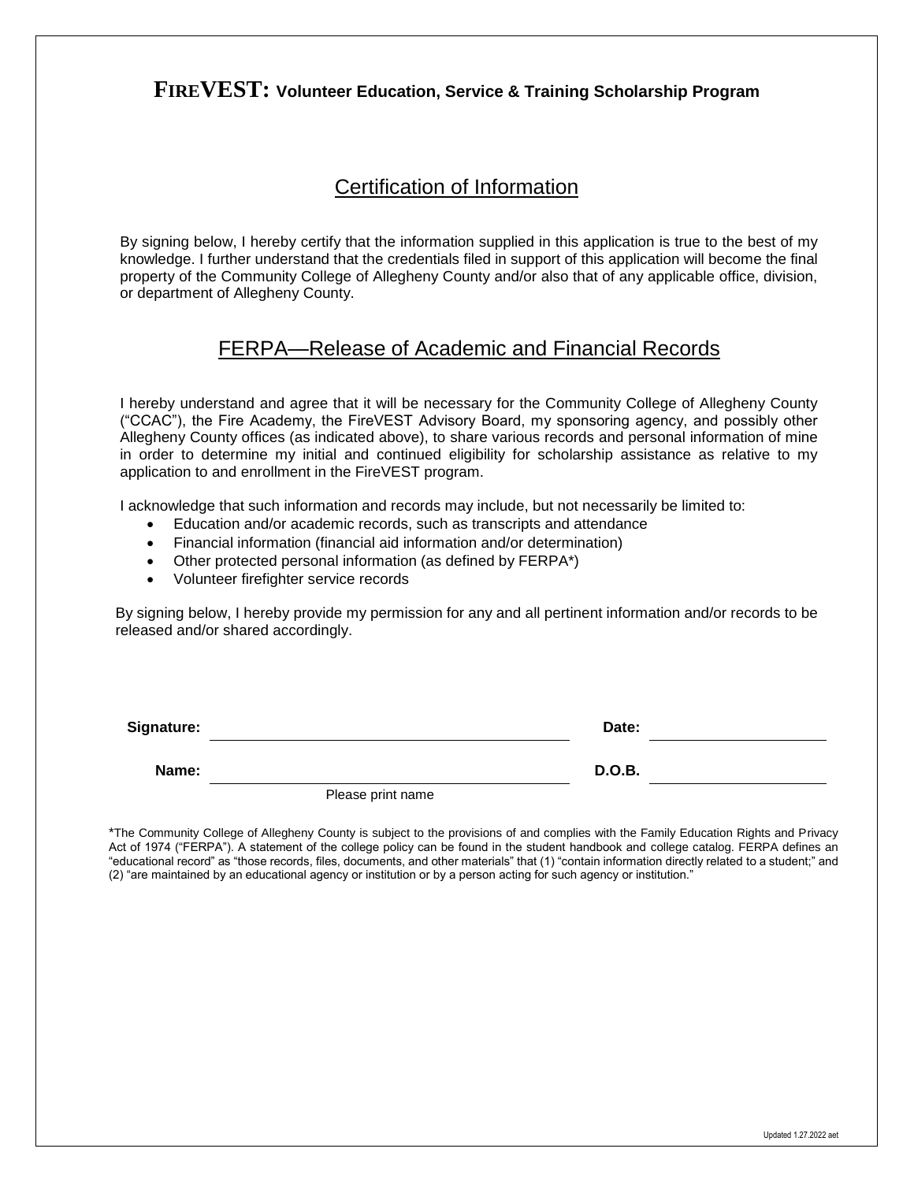# FIREVEST: Volunteer Education, Service & Training Scholarship Program

## Certification of Information

By signing below, I hereby certify that the information supplied in this application is true to the best of my knowledge. I further understand that the credentials filed in support of this application will become the final property of the Community College of Allegheny County and/or also that of any applicable office, division, or department of Allegheny County.

## FERPA—Release of Academic and Financial Records

I hereby understand and agree that it will be necessary for the Community College of Allegheny County ("CCAC"), the Fire Academy, the FireVEST Advisory Board, my sponsoring agency, and possibly other Allegheny County offices (as indicated above), to share various records and personal information of mine in order to determine my initial and continued eligibility for scholarship assistance as relative to my application to and enrollment in the FireVEST program.

I acknowledge that such information and records may include, but not necessarily be limited to:

- Education and/or academic records, such as transcripts and attendance
- Financial information (financial aid information and/or determination)
- Other protected personal information (as defined by FERPA*)
- Volunteer firefighter service records

By signing below, I hereby provide my permission for any and all pertinent information and/or records to be released and/or shared accordingly.

**Signature:** ______________________________ **Date:** ____________________

**Name:** ______________________________ **D.O.B.** ____________________

Please print name

*The Community College of Allegheny County is subject to the provisions of and complies with the Family Education Rights and Privacy Act of 1974 ("FERPA"). A statement of the college policy can be found in the student handbook and college catalog. FERPA defines an "educational record" as "those records, files, documents, and other materials" that (1) "contain information directly related to a student;" and (2) "are maintained by an educational agency or institution or by a person acting for such agency or institution."

Updated 1.27.2022 aet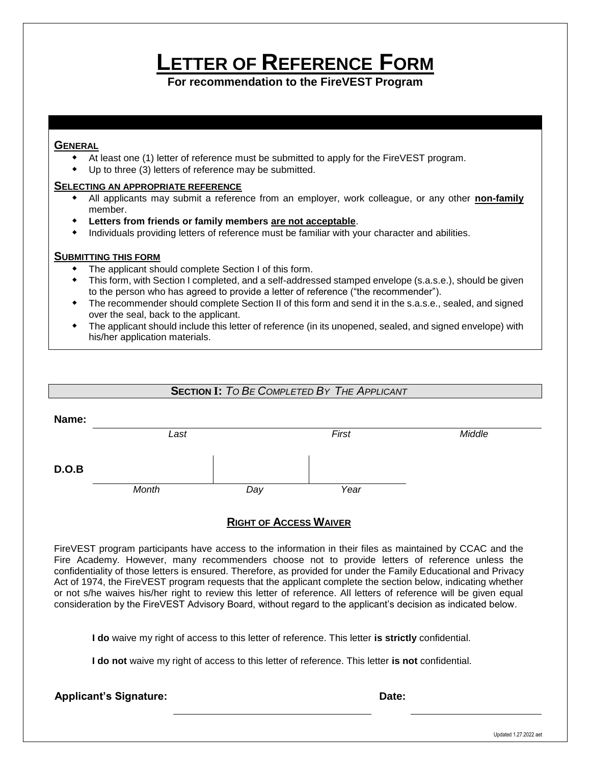# LETTER OF REFERENCE FORM

**For recommendation to the FireVEST Program**

**GENERAL**

- At least one (1) letter of reference must be submitted to apply for the FireVEST program.
- Up to three (3) letters of reference may be submitted.

**SELECTING AN APPROPRIATE REFERENCE**

- All applicants may submit a reference from an employer, work colleague, or any other **non-family** member.
- **Letters from friends or family members are not acceptable**.
- Individuals providing letters of reference must be familiar with your character and abilities.

**SUBMITTING THIS FORM**

- The applicant should complete Section I of this form.
- This form, with Section I completed, and a self-addressed stamped envelope (s.a.s.e.), should be given to the person who has agreed to provide a letter of reference ("the recommender").
- The recommender should complete Section II of this form and send it in the s.a.s.e., sealed, and signed over the seal, back to the applicant.
- The applicant should include this letter of reference (in its unopened, sealed, and signed envelope) with his/her application materials.

## SECTION I: *TO BE COMPLETED BY THE APPLICANT*

**Name:** ______________________________________________

*Last* *First* *Middle*

**D.O.B** ______________________________________________

*Month* *Day* *Year*

### RIGHT OF ACCESS WAIVER

FireVEST program participants have access to the information in their files as maintained by CCAC and the Fire Academy. However, many recommenders choose not to provide letters of reference unless the confidentiality of those letters is ensured. Therefore, as provided for under the Family Educational and Privacy Act of 1974, the FireVEST program requests that the applicant complete the section below, indicating whether or not s/he waives his/her right to review this letter of reference. All letters of reference will be given equal consideration by the FireVEST Advisory Board, without regard to the applicant's decision as indicated below.

**I do** waive my right of access to this letter of reference. This letter **is strictly** confidential.

**I do not** waive my right of access to this letter of reference. This letter **is not** confidential.

**Applicant's Signature:** ______________________ **Date:** ______________

Updated 1.27.2022 aet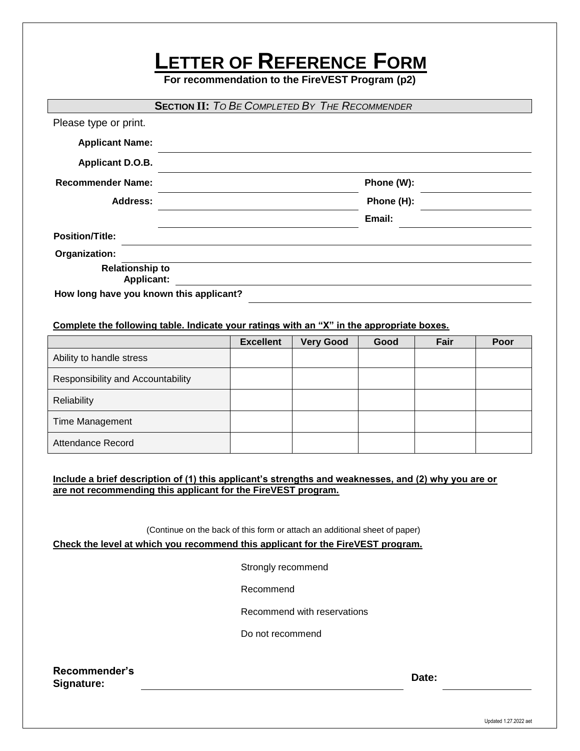# LETTER OF REFERENCE FORM

**For recommendation to the FireVEST Program (p2)**

## SECTION II: *TO BE COMPLETED BY THE RECOMMENDER*

Please type or print.

**Applicant Name:**

**Applicant D.O.B.**

**Recommender Name:** **Phone (W):**

**Address:** **Phone (H):**

**Email:**

**Position/Title:**

**Organization:**

**Relationship to Applicant:**

**How long have you known this applicant?**

**Complete the following table. Indicate your ratings with an "X" in the appropriate boxes.**

| | Excellent | Very Good | Good | Fair | Poor |
|---|---|---|---|---|---|
| Ability to handle stress | | | | | |
| Responsibility and Accountability | | | | | |
| Reliability | | | | | |
| Time Management | | | | | |
| Attendance Record | | | | | |

**Include a brief description of (1) this applicant's strengths and weaknesses, and (2) why you are or are not recommending this applicant for the FireVEST program.**

(Continue on the back of this form or attach an additional sheet of paper)

**Check the level at which you recommend this applicant for the FireVEST program.**

Strongly recommend

Recommend

Recommend with reservations

Do not recommend

**Recommender's Signature:** **Date:**

Updated 1.27.2022 aet